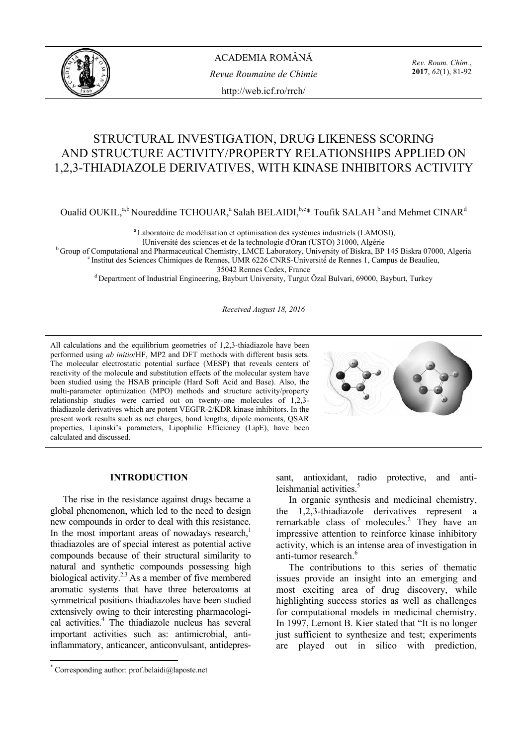# STRUCTURAL INVESTIGATION, DRUG LIKENESS SCORING AND STRUCTURE ACTIVITY/PROPERTY RELATIONSHIPS APPLIED ON 1,2,3-THIADIAZOLE DERIVATIVES, WITH KINASE INHIBITORS ACTIVITY

Oualid OUKIL,[a,b] Noureddine TCHOUAR,[a] Salah BELAIDI,[b,c]* Toufik SALAH [b] and Mehmet CINAR[d]

[a] Laboratoire de modélisation et optimisation des systèmes industriels (LAMOSI), lUniversité des sciences et de la technologie d'Oran (USTO) 31000, Algérie

[b] Group of Computational and Pharmaceutical Chemistry, LMCE Laboratory, University of Biskra, BP 145 Biskra 07000, Algeria

[c] Institut des Sciences Chimiques de Rennes, UMR 6226 CNRS-Université de Rennes 1, Campus de Beaulieu, 35042 Rennes Cedex, France

[d] Department of Industrial Engineering, Bayburt University, Turgut Özal Bulvari, 69000, Bayburt, Turkey

*Received August 18, 2016*

All calculations and the equilibrium geometries of 1,2,3-thiadiazole have been performed using *ab initio*/HF, MP2 and DFT methods with different basis sets. The molecular electrostatic potential surface (MESP) that reveals centers of reactivity of the molecule and substitution effects of the molecular system have been studied using the HSAB principle (Hard Soft Acid and Base). Also, the multi-parameter optimization (MPO) methods and structure activity/property relationship studies were carried out on twenty-one molecules of 1,2,3-thiadiazole derivatives which are potent VEGFR-2/KDR kinase inhibitors. In the present work results such as net charges, bond lengths, dipole moments, QSAR properties, Lipinski's parameters, Lipophilic Efficiency (LipE), have been calculated and discussed.

## INTRODUCTION

The rise in the resistance against drugs became a global phenomenon, which led to the need to design new compounds in order to deal with this resistance. In the most important areas of nowadays research,[1] thiadiazoles are of special interest as potential active compounds because of their structural similarity to natural and synthetic compounds possessing high biological activity.[2,3] As a member of five membered aromatic systems that have three heteroatoms at symmetrical positions thiadiazoles have been studied extensively owing to their interesting pharmacological activities.[4] The thiadiazole nucleus has several important activities such as: antimicrobial, anti-inflammatory, anticancer, anticonvulsant, antidepressant, antioxidant, radio protective, and anti-leishmanial activities.[5]

In organic synthesis and medicinal chemistry, the 1,2,3-thiadiazole derivatives represent a remarkable class of molecules.[2] They have an impressive attention to reinforce kinase inhibitory activity, which is an intense area of investigation in anti-tumor research.[6]

The contributions to this series of thematic issues provide an insight into an emerging and most exciting area of drug discovery, while highlighting success stories as well as challenges for computational models in medicinal chemistry. In 1997, Lemont B. Kier stated that "It is no longer just sufficient to synthesize and test; experiments are played out in silico with prediction,

* Corresponding author: prof.belaidi@laposte.net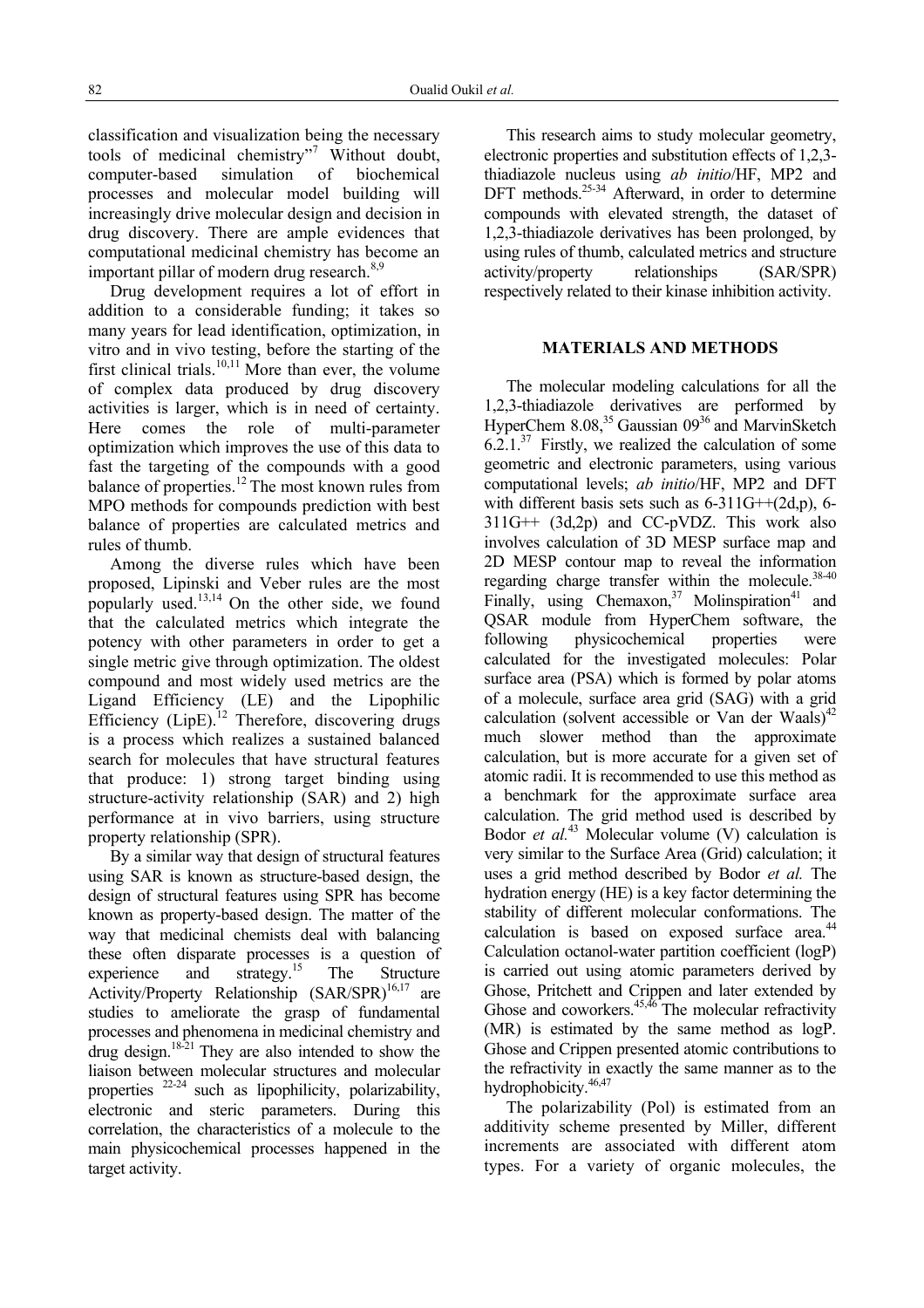classification and visualization being the necessary tools of medicinal chemistry"[7] Without doubt, computer-based simulation of biochemical processes and molecular model building will increasingly drive molecular design and decision in drug discovery. There are ample evidences that computational medicinal chemistry has become an important pillar of modern drug research.[8,9]

Drug development requires a lot of effort in addition to a considerable funding; it takes so many years for lead identification, optimization, in vitro and in vivo testing, before the starting of the first clinical trials.[10,11] More than ever, the volume of complex data produced by drug discovery activities is larger, which is in need of certainty. Here comes the role of multi-parameter optimization which improves the use of this data to fast the targeting of the compounds with a good balance of properties.[12] The most known rules from MPO methods for compounds prediction with best balance of properties are calculated metrics and rules of thumb.

Among the diverse rules which have been proposed, Lipinski and Veber rules are the most popularly used.[13,14] On the other side, we found that the calculated metrics which integrate the potency with other parameters in order to get a single metric give through optimization. The oldest compound and most widely used metrics are the Ligand Efficiency (LE) and the Lipophilic Efficiency (LipE).[12] Therefore, discovering drugs is a process which realizes a sustained balanced search for molecules that have structural features that produce: 1) strong target binding using structure-activity relationship (SAR) and 2) high performance at in vivo barriers, using structure property relationship (SPR).

By a similar way that design of structural features using SAR is known as structure-based design, the design of structural features using SPR has become known as property-based design. The matter of the way that medicinal chemists deal with balancing these often disparate processes is a question of experience and strategy.[15] The Structure Activity/Property Relationship (SAR/SPR)[16,17] are studies to ameliorate the grasp of fundamental processes and phenomena in medicinal chemistry and drug design.[18-21] They are also intended to show the liaison between molecular structures and molecular properties [22-24] such as lipophilicity, polarizability, electronic and steric parameters. During this correlation, the characteristics of a molecule to the main physicochemical processes happened in the target activity.

This research aims to study molecular geometry, electronic properties and substitution effects of 1,2,3-thiadiazole nucleus using *ab initio*/HF, MP2 and DFT methods.[25-34] Afterward, in order to determine compounds with elevated strength, the dataset of 1,2,3-thiadiazole derivatives has been prolonged, by using rules of thumb, calculated metrics and structure activity/property relationships (SAR/SPR) respectively related to their kinase inhibition activity.

## MATERIALS AND METHODS

The molecular modeling calculations for all the 1,2,3-thiadiazole derivatives are performed by HyperChem 8.08,[35] Gaussian 09[36] and MarvinSketch 6.2.1.[37] Firstly, we realized the calculation of some geometric and electronic parameters, using various computational levels; *ab initio*/HF, MP2 and DFT with different basis sets such as 6-311G++(2d,p), 6-311G++ (3d,2p) and CC-pVDZ. This work also involves calculation of 3D MESP surface map and 2D MESP contour map to reveal the information regarding charge transfer within the molecule.[38-40] Finally, using Chemaxon,[37] Molinspiration[41] and QSAR module from HyperChem software, the following physicochemical properties were calculated for the investigated molecules: Polar surface area (PSA) which is formed by polar atoms of a molecule, surface area grid (SAG) with a grid calculation (solvent accessible or Van der Waals)[42] much slower method than the approximate calculation, but is more accurate for a given set of atomic radii. It is recommended to use this method as a benchmark for the approximate surface area calculation. The grid method used is described by Bodor *et al.*[43] Molecular volume (V) calculation is very similar to the Surface Area (Grid) calculation; it uses a grid method described by Bodor *et al.* The hydration energy (HE) is a key factor determining the stability of different molecular conformations. The calculation is based on exposed surface area.[44] Calculation octanol-water partition coefficient (logP) is carried out using atomic parameters derived by Ghose, Pritchett and Crippen and later extended by Ghose and coworkers.[45,46] The molecular refractivity (MR) is estimated by the same method as logP. Ghose and Crippen presented atomic contributions to the refractivity in exactly the same manner as to the hydrophobicity.[46,47]

The polarizability (Pol) is estimated from an additivity scheme presented by Miller, different increments are associated with different atom types. For a variety of organic molecules, the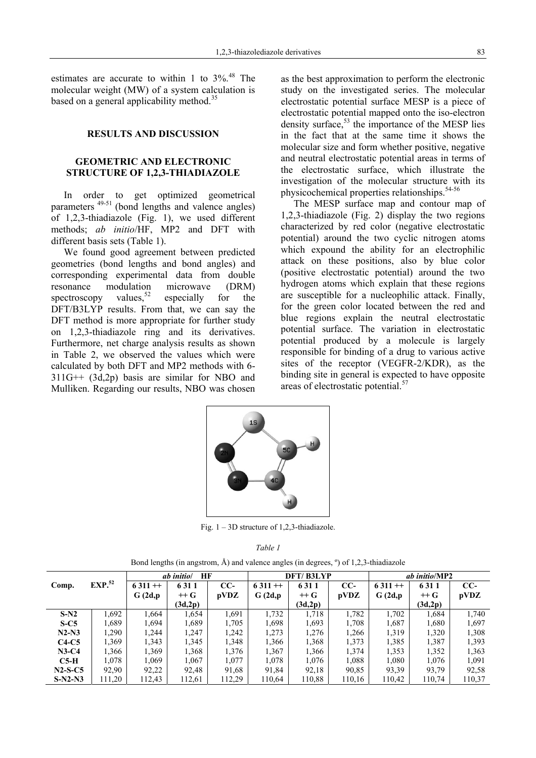estimates are accurate to within 1 to 3%.[48] The molecular weight (MW) of a system calculation is based on a general applicability method.[35]

## RESULTS AND DISCUSSION

### GEOMETRIC AND ELECTRONIC STRUCTURE OF 1,2,3-THIADIAZOLE

In order to get optimized geometrical parameters [49-51] (bond lengths and valence angles) of 1,2,3-thiadiazole (Fig. 1), we used different methods; *ab initio*/HF, MP2 and DFT with different basis sets (Table 1).

We found good agreement between predicted geometries (bond lengths and bond angles) and corresponding experimental data from double resonance modulation microwave (DRM) spectroscopy values,[52] especially for the DFT/B3LYP results. From that, we can say the DFT method is more appropriate for further study on 1,2,3-thiadiazole ring and its derivatives. Furthermore, net charge analysis results as shown in Table 2, we observed the values which were calculated by both DFT and MP2 methods with 6-311G++ (3d,2p) basis are similar for NBO and Mulliken. Regarding our results, NBO was chosen as the best approximation to perform the electronic study on the investigated series. The molecular electrostatic potential surface MESP is a piece of electrostatic potential mapped onto the iso-electron density surface,[53] the importance of the MESP lies in the fact that at the same time it shows the molecular size and form whether positive, negative and neutral electrostatic potential areas in terms of the electrostatic surface, which illustrate the investigation of the molecular structure with its physicochemical properties relationships.[54-56]

The MESP surface map and contour map of 1,2,3-thiadiazole (Fig. 2) display the two regions characterized by red color (negative electrostatic potential) around the two cyclic nitrogen atoms which expound the ability for an electrophilic attack on these positions, also by blue color (positive electrostatic potential) around the two hydrogen atoms which explain that these regions are susceptible for a nucleophilic attack. Finally, for the green color located between the red and blue regions explain the neutral electrostatic potential surface. The variation in electrostatic potential produced by a molecule is largely responsible for binding of a drug to various active sites of the receptor (VEGFR-2/KDR), as the binding site in general is expected to have opposite areas of electrostatic potential.[57]

Fig. 1 – 3D structure of 1,2,3-thiadiazole.

*Table 1*

Bond lengths (in angstrom, Å) and valence angles (in degrees, º) of 1,2,3-thiadiazole

| Comp. | EXP.[52] | *ab initio*/ HF | | | DFT/ B3LYP | | | *ab initio*/MP2 | | |
|---|---|---|---|---|---|---|---|---|---|---|
| | | 6 311 ++ G (2d,p | 6 31 1 ++ G (3d,2p) | CC-pVDZ | 6 311 ++ G (2d,p | 6 31 1 ++ G (3d,2p) | CC-pVDZ | 6 311 ++ G (2d,p | 6 31 1 ++ G (3d,2p) | CC-pVDZ |
| **S-N2** | 1,692 | 1,664 | 1,654 | 1,691 | 1,732 | 1,718 | 1,782 | 1,702 | 1,684 | 1,740 |
| **S-C5** | 1,689 | 1,694 | 1,689 | 1,705 | 1,698 | 1,693 | 1,708 | 1,687 | 1,680 | 1,697 |
| **N2-N3** | 1,290 | 1,244 | 1,247 | 1,242 | 1,273 | 1,276 | 1,266 | 1,319 | 1,320 | 1,308 |
| **C4-C5** | 1,369 | 1,343 | 1,345 | 1,348 | 1,366 | 1,368 | 1,373 | 1,385 | 1,387 | 1,393 |
| **N3-C4** | 1,366 | 1,369 | 1,368 | 1,376 | 1,367 | 1,366 | 1,374 | 1,353 | 1,352 | 1,363 |
| **C5-H** | 1,078 | 1,069 | 1,067 | 1,077 | 1,078 | 1,076 | 1,088 | 1,080 | 1,076 | 1,091 |
| **N2-S-C5** | 92,90 | 92,22 | 92,48 | 91,68 | 91,84 | 92,18 | 90,85 | 93,39 | 93,79 | 92,58 |
| **S-N2-N3** | 111,20 | 112,43 | 112,61 | 112,29 | 110,64 | 110,88 | 110,16 | 110,42 | 110,74 | 110,37 |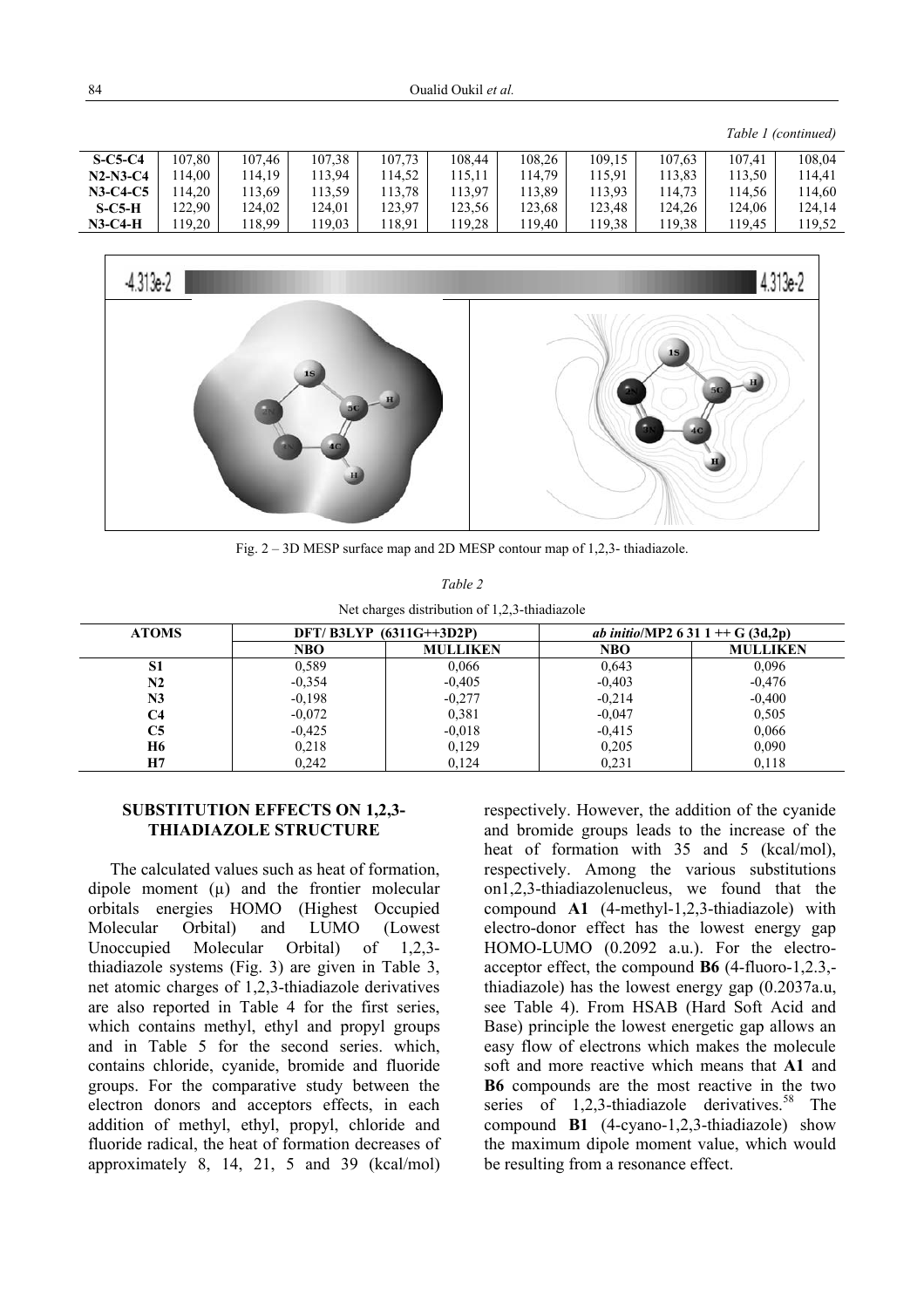*Table 1 (continued)*

| | | | | | | | | | | |
|---|---|---|---|---|---|---|---|---|---|---|
| **S-C5-C4** | 107,80 | 107,46 | 107,38 | 107,73 | 108,44 | 108,26 | 109,15 | 107,63 | 107,41 | 108,04 |
| **N2-N3-C4** | 114,00 | 114,19 | 113,94 | 114,52 | 115,11 | 114,79 | 115,91 | 113,83 | 113,50 | 114,41 |
| **N3-C4-C5** | 114,20 | 113,69 | 113,59 | 113,78 | 113,97 | 113,89 | 113,93 | 114,73 | 114,56 | 114,60 |
| **S-C5-H** | 122,90 | 124,02 | 124,01 | 123,97 | 123,56 | 123,68 | 123,48 | 124,26 | 124,06 | 124,14 |
| **N3-C4-H** | 119,20 | 118,99 | 119,03 | 118,91 | 119,28 | 119,40 | 119,38 | 119,38 | 119,45 | 119,52 |

Fig. 2 – 3D MESP surface map and 2D MESP contour map of 1,2,3- thiadiazole.

*Table 2*

Net charges distribution of 1,2,3-thiadiazole

| ATOMS | DFT/ B3LYP (6311G++3D2P) | | *ab initio*/MP2 6 31 1 ++ G (3d,2p) | |
|---|---|---|---|---|
| | NBO | MULLIKEN | NBO | MULLIKEN |
| S1 | 0,589 | 0,066 | 0,643 | 0,096 |
| N2 | -0,354 | -0,405 | -0,403 | -0,476 |
| N3 | -0,198 | -0,277 | -0,214 | -0,400 |
| C4 | -0,072 | 0,381 | -0,047 | 0,505 |
| C5 | -0,425 | -0,018 | -0,415 | 0,066 |
| H6 | 0,218 | 0,129 | 0,205 | 0,090 |
| H7 | 0,242 | 0,124 | 0,231 | 0,118 |

## SUBSTITUTION EFFECTS ON 1,2,3-THIADIAZOLE STRUCTURE

The calculated values such as heat of formation, dipole moment (μ) and the frontier molecular orbitals energies HOMO (Highest Occupied Molecular Orbital) and LUMO (Lowest Unoccupied Molecular Orbital) of 1,2,3-thiadiazole systems (Fig. 3) are given in Table 3, net atomic charges of 1,2,3-thiadiazole derivatives are also reported in Table 4 for the first series, which contains methyl, ethyl and propyl groups and in Table 5 for the second series. which, contains chloride, cyanide, bromide and fluoride groups. For the comparative study between the electron donors and acceptors effects, in each addition of methyl, ethyl, propyl, chloride and fluoride radical, the heat of formation decreases of approximately 8, 14, 21, 5 and 39 (kcal/mol) respectively. However, the addition of the cyanide and bromide groups leads to the increase of the heat of formation with 35 and 5 (kcal/mol), respectively. Among the various substitutions on1,2,3-thiadiazolenucleus, we found that the compound **A1** (4-methyl-1,2,3-thiadiazole) with electro-donor effect has the lowest energy gap HOMO-LUMO (0.2092 a.u.). For the electro-acceptor effect, the compound **B6** (4-fluoro-1,2.3,-thiadiazole) has the lowest energy gap (0.2037a.u, see Table 4). From HSAB (Hard Soft Acid and Base) principle the lowest energetic gap allows an easy flow of electrons which makes the molecule soft and more reactive which means that **A1** and **B6** compounds are the most reactive in the two series of 1,2,3-thiadiazole derivatives.[58] The compound **B1** (4-cyano-1,2,3-thiadiazole) show the maximum dipole moment value, which would be resulting from a resonance effect.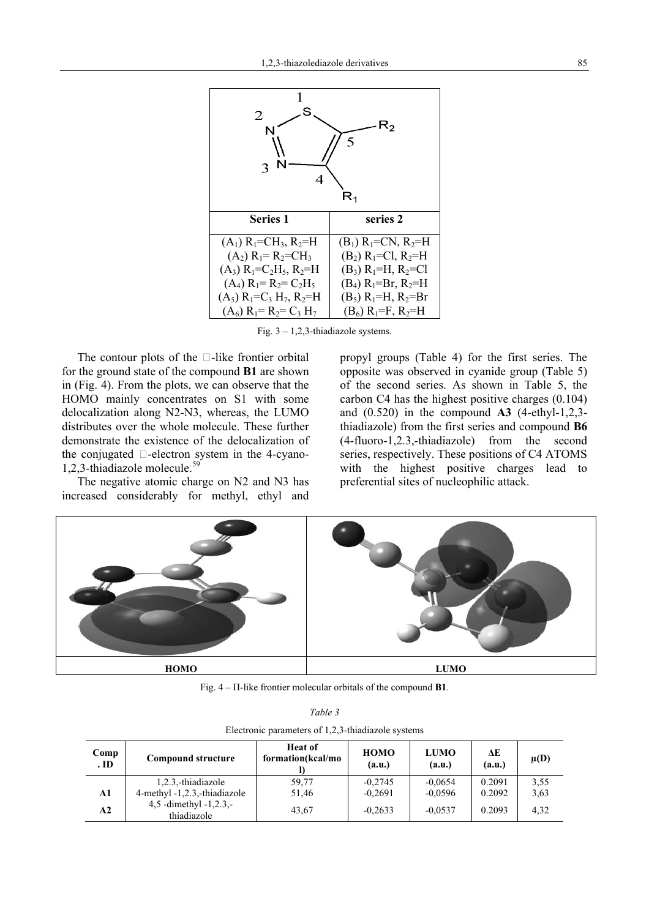| Series 1 | series 2 |
|---|---|
| ($A_1$) $R_1$=$CH_3$, $R_2$=H | ($B_1$) $R_1$=CN, $R_2$=H |
| ($A_2$) $R_1$= $R_2$=$CH_3$ | ($B_2$) $R_1$=Cl, $R_2$=H |
| ($A_3$) $R_1$=$C_2H_5$, $R_2$=H | ($B_3$) $R_1$=H, $R_2$=Cl |
| ($A_4$) $R_1$= $R_2$= $C_2H_5$ | ($B_4$) $R_1$=Br, $R_2$=H |
| ($A_5$) $R_1$=$C_3$ $H_7$, $R_2$=H | ($B_5$) $R_1$=H, $R_2$=Br |
| ($A_6$) $R_1$= $R_2$= $C_3$ $H_7$ | ($B_6$) $R_1$=F, $R_2$=H |

Fig. 3 – 1,2,3-thiadiazole systems.

The contour plots of the π-like frontier orbital for the ground state of the compound **B1** are shown in (Fig. 4). From the plots, we can observe that the HOMO mainly concentrates on S1 with some delocalization along N2-N3, whereas, the LUMO distributes over the whole molecule. These further demonstrate the existence of the delocalization of the conjugated π-electron system in the 4-cyano-1,2,3-thiadiazole molecule.[59]

The negative atomic charge on N2 and N3 has increased considerably for methyl, ethyl and propyl groups (Table 4) for the first series. The opposite was observed in cyanide group (Table 5) of the second series. As shown in Table 5, the carbon C4 has the highest positive charges (0.104) and (0.520) in the compound **A3** (4-ethyl-1,2,3-thiadiazole) from the first series and compound **B6** (4-fluoro-1,2.3,-thiadiazole) from the second series, respectively. These positions of C4 ATOMS with the highest positive charges lead to preferential sites of nucleophilic attack.

Fig. 4 – Π-like frontier molecular orbitals of the compound **B1**.

*Table 3*

Electronic parameters of 1,2,3-thiadiazole systems

| Comp. ID | Compound structure | Heat of formation(kcal/mol) | HOMO (a.u.) | LUMO (a.u.) | ΔE (a.u.) | μ(D) |
|---|---|---|---|---|---|---|
| | 1,2.3,-thiadiazole | 59,77 | -0,2745 | -0,0654 | 0.2091 | 3,55 |
| **A1** | 4-methyl -1,2.3,-thiadiazole | 51,46 | -0,2691 | -0,0596 | 0.2092 | 3,63 |
| **A2** | 4,5 -dimethyl -1,2.3,-thiadiazole | 43,67 | -0,2633 | -0,0537 | 0.2093 | 4,32 |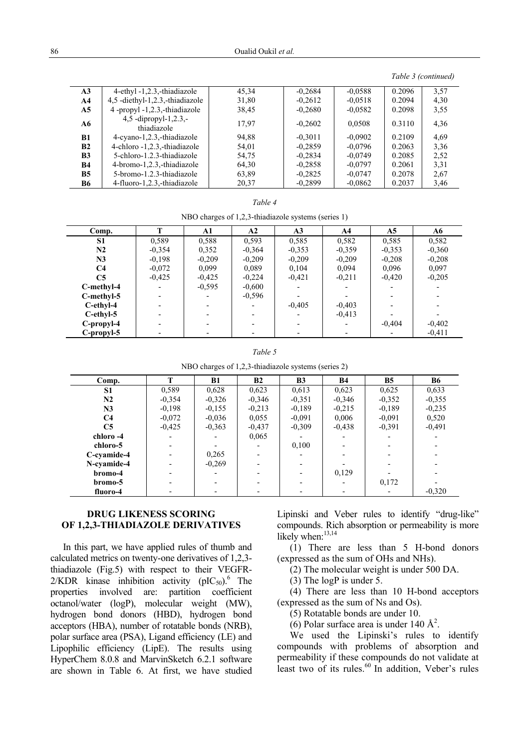*Table 3 (continued)*

| | | | | | | |
|---|---|---|---|---|---|---|
| **A3** | 4-ethyl -1,2.3,-thiadiazole | 45,34 | -0,2684 | -0,0588 | 0.2096 | 3,57 |
| **A4** | 4,5 -diethyl-1,2.3,-thiadiazole | 31,80 | -0,2612 | -0,0518 | 0.2094 | 4,30 |
| **A5** | 4 -propyl -1,2.3,-thiadiazole | 38,45 | -0,2680 | -0,0582 | 0.2098 | 3,55 |
| **A6** | 4,5 -dipropyl-1,2.3,-thiadiazole | 17,97 | -0,2602 | 0,0508 | 0.3110 | 4,36 |
| **B1** | 4-cyano-1,2.3,-thiadiazole | 94,88 | -0,3011 | -0,0902 | 0.2109 | 4,69 |
| **B2** | 4-chloro -1,2.3,-thiadiazole | 54,01 | -0,2859 | -0,0796 | 0.2063 | 3,36 |
| **B3** | 5-chloro-1.2.3-thiadiazole | 54,75 | -0,2834 | -0,0749 | 0.2085 | 2,52 |
| **B4** | 4-bromo-1,2.3,-thiadiazole | 64,30 | -0,2858 | -0,0797 | 0.2061 | 3,31 |
| **B5** | 5-bromo-1.2.3-thiadiazole | 63,89 | -0,2825 | -0,0747 | 0.2078 | 2,67 |
| **B6** | 4-fluoro-1,2.3,-thiadiazole | 20,37 | -0,2899 | -0,0862 | 0.2037 | 3,46 |

*Table 4*

NBO charges of 1,2,3-thiadiazole systems (series 1)

| Comp. | T | A1 | A2 | A3 | A4 | A5 | A6 |
|---|---|---|---|---|---|---|---|
| S1 | 0,589 | 0,588 | 0,593 | 0,585 | 0,582 | 0,585 | 0,582 |
| N2 | -0,354 | 0,352 | -0,364 | -0,353 | -0,359 | -0,353 | -0,360 |
| N3 | -0,198 | -0,209 | -0,209 | -0,209 | -0,209 | -0,208 | -0,208 |
| C4 | -0,072 | 0,099 | 0,089 | 0,104 | 0,094 | 0,096 | 0,097 |
| C5 | -0,425 | -0,425 | -0,224 | -0,421 | -0,211 | -0,420 | -0,205 |
| C-methyl-4 | - | -0,595 | -0,600 | - | - | - | - |
| C-methyl-5 | - | - | -0,596 | - | - | - | - |
| C-ethyl-4 | - | - | - | -0,405 | -0,403 | - | - |
| C-ethyl-5 | - | - | - | - | -0,413 | - | - |
| C-propyl-4 | - | - | - | - | - | -0,404 | -0,402 |
| C-propyl-5 | - | - | - | - | - | - | -0,411 |

*Table 5*

NBO charges of 1,2,3-thiadiazole systems (series 2)

| Comp. | T | B1 | B2 | B3 | B4 | B5 | B6 |
|---|---|---|---|---|---|---|---|
| S1 | 0,589 | 0,628 | 0,623 | 0,613 | 0,623 | 0,625 | 0,633 |
| N2 | -0,354 | -0,326 | -0,346 | -0,351 | -0,346 | -0,352 | -0,355 |
| N3 | -0,198 | -0,155 | -0,213 | -0,189 | -0,215 | -0,189 | -0,235 |
| C4 | -0,072 | -0,036 | 0,055 | -0,091 | 0,006 | -0,091 | 0,520 |
| C5 | -0,425 | -0,363 | -0,437 | -0,309 | -0,438 | -0,391 | -0,491 |
| chloro -4 | - | - | 0,065 | - | - | - | - |
| chloro-5 | - | - | - | 0,100 | - | - | - |
| C-cyamide-4 | - | 0,265 | - | - | - | - | - |
| N-cyamide-4 | - | -0,269 | - | - | - | - | - |
| bromo-4 | - | - | - | - | 0,129 | - | - |
| bromo-5 | - | - | - | - | - | 0,172 | - |
| fluoro-4 | - | - | - | - | - | - | -0,320 |

## DRUG LIKENESS SCORING OF 1,2,3-THIADIAZOLE DERIVATIVES

In this part, we have applied rules of thumb and calculated metrics on twenty-one derivatives of 1,2,3-thiadiazole (Fig.5) with respect to their VEGFR-2/KDR kinase inhibition activity ($pIC_{50}$).[6] The properties involved are: partition coefficient octanol/water (logP), molecular weight (MW), hydrogen bond donors (HBD), hydrogen bond acceptors (HBA), number of rotatable bonds (NRB), polar surface area (PSA), Ligand efficiency (LE) and Lipophilic efficiency (LipE). The results using HyperChem 8.0.8 and MarvinSketch 6.2.1 software are shown in Table 6. At first, we have studied Lipinski and Veber rules to identify "drug-like" compounds. Rich absorption or permeability is more likely when:[13,14]

(1) There are less than 5 H-bond donors (expressed as the sum of OHs and NHs).

(2) The molecular weight is under 500 DA.

(3) The logP is under 5.

(4) There are less than 10 H-bond acceptors (expressed as the sum of Ns and Os).

(5) Rotatable bonds are under 10.

(6) Polar surface area is under 140 $Å^2$.

We used the Lipinski's rules to identify compounds with problems of absorption and permeability if these compounds do not validate at least two of its rules.[60] In addition, Veber's rules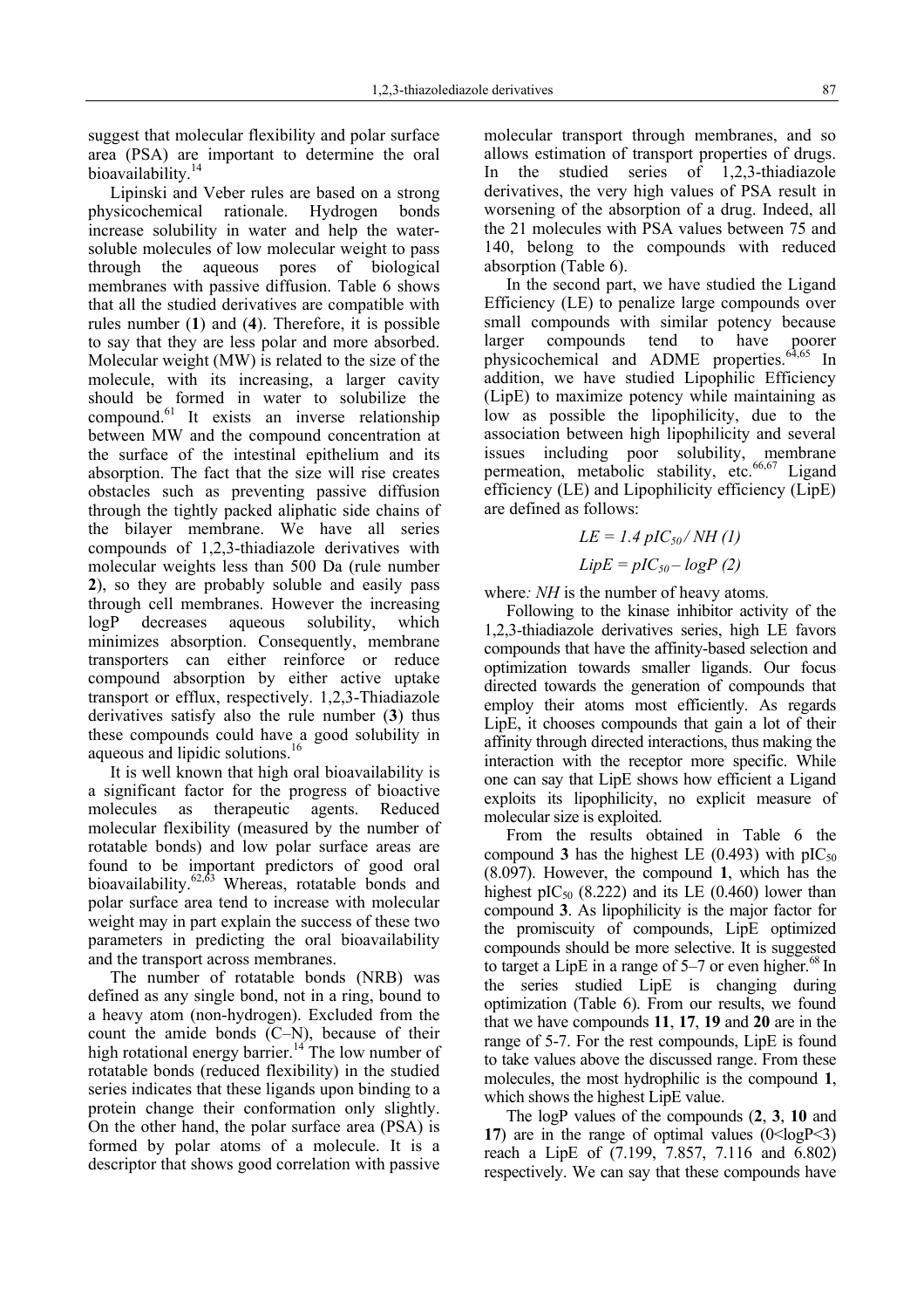suggest that molecular flexibility and polar surface area (PSA) are important to determine the oral bioavailability.[14]

Lipinski and Veber rules are based on a strong physicochemical rationale. Hydrogen bonds increase solubility in water and help the water-soluble molecules of low molecular weight to pass through the aqueous pores of biological membranes with passive diffusion. Table 6 shows that all the studied derivatives are compatible with rules number (**1**) and (**4**). Therefore, it is possible to say that they are less polar and more absorbed. Molecular weight (MW) is related to the size of the molecule, with its increasing, a larger cavity should be formed in water to solubilize the compound.[61] It exists an inverse relationship between MW and the compound concentration at the surface of the intestinal epithelium and its absorption. The fact that the size will rise creates obstacles such as preventing passive diffusion through the tightly packed aliphatic side chains of the bilayer membrane. We have all series compounds of 1,2,3-thiadiazole derivatives with molecular weights less than 500 Da (rule number **2**), so they are probably soluble and easily pass through cell membranes. However the increasing logP decreases aqueous solubility, which minimizes absorption. Consequently, membrane transporters can either reinforce or reduce compound absorption by either active uptake transport or efflux, respectively. 1,2,3-Thiadiazole derivatives satisfy also the rule number (**3**) thus these compounds could have a good solubility in aqueous and lipidic solutions.[16]

It is well known that high oral bioavailability is a significant factor for the progress of bioactive molecules as therapeutic agents. Reduced molecular flexibility (measured by the number of rotatable bonds) and low polar surface areas are found to be important predictors of good oral bioavailability.[62,63] Whereas, rotatable bonds and polar surface area tend to increase with molecular weight may in part explain the success of these two parameters in predicting the oral bioavailability and the transport across membranes.

The number of rotatable bonds (NRB) was defined as any single bond, not in a ring, bound to a heavy atom (non-hydrogen). Excluded from the count the amide bonds (C–N), because of their high rotational energy barrier.[14] The low number of rotatable bonds (reduced flexibility) in the studied series indicates that these ligands upon binding to a protein change their conformation only slightly. On the other hand, the polar surface area (PSA) is formed by polar atoms of a molecule. It is a descriptor that shows good correlation with passive molecular transport through membranes, and so allows estimation of transport properties of drugs. In the studied series of 1,2,3-thiadiazole derivatives, the very high values of PSA result in worsening of the absorption of a drug. Indeed, all the 21 molecules with PSA values between 75 and 140, belong to the compounds with reduced absorption (Table 6).

In the second part, we have studied the Ligand Efficiency (LE) to penalize large compounds over small compounds with similar potency because larger compounds tend to have poorer physicochemical and ADME properties.[64,65] In addition, we have studied Lipophilic Efficiency (LipE) to maximize potency while maintaining as low as possible the lipophilicity, due to the association between high lipophilicity and several issues including poor solubility, membrane permeation, metabolic stability, etc.[66,67] Ligand efficiency (LE) and Lipophilicity efficiency (LipE) are defined as follows:

$$LE = 1.4\ pIC_{50} / NH \quad (1)$$

$$LipE = pIC_{50} - \log P \quad (2)$$

where*: NH* is the number of heavy atoms*.*

Following to the kinase inhibitor activity of the 1,2,3-thiadiazole derivatives series, high LE favors compounds that have the affinity-based selection and optimization towards smaller ligands. Our focus directed towards the generation of compounds that employ their atoms most efficiently. As regards LipE, it chooses compounds that gain a lot of their affinity through directed interactions, thus making the interaction with the receptor more specific. While one can say that LipE shows how efficient a Ligand exploits its lipophilicity, no explicit measure of molecular size is exploited.

From the results obtained in Table 6 the compound **3** has the highest LE (0.493) with $pIC_{50}$ (8.097). However, the compound **1**, which has the highest $pIC_{50}$ (8.222) and its LE (0.460) lower than compound **3**. As lipophilicity is the major factor for the promiscuity of compounds, LipE optimized compounds should be more selective. It is suggested to target a LipE in a range of 5–7 or even higher.[68] In the series studied LipE is changing during optimization (Table 6). From our results, we found that we have compounds **11**, **17**, **19** and **20** are in the range of 5-7. For the rest compounds, LipE is found to take values above the discussed range. From these molecules, the most hydrophilic is the compound **1**, which shows the highest LipE value.

The logP values of the compounds (**2**, **3**, **10** and **17**) are in the range of optimal values ($0<\log P<3$) reach a LipE of (7.199, 7.857, 7.116 and 6.802) respectively. We can say that these compounds have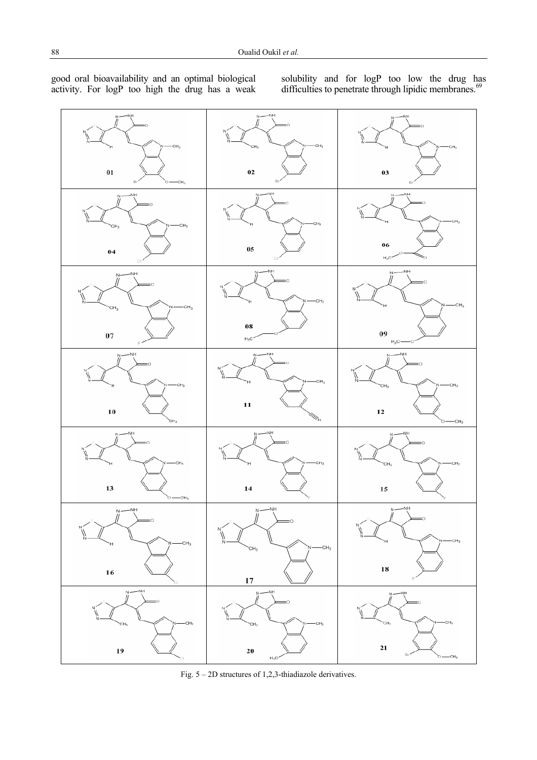good oral bioavailability and an optimal biological activity. For logP too high the drug has a weak solubility and for logP too low the drug has difficulties to penetrate through lipidic membranes.[69]

Fig. 5 – 2D structures of 1,2,3-thiadiazole derivatives.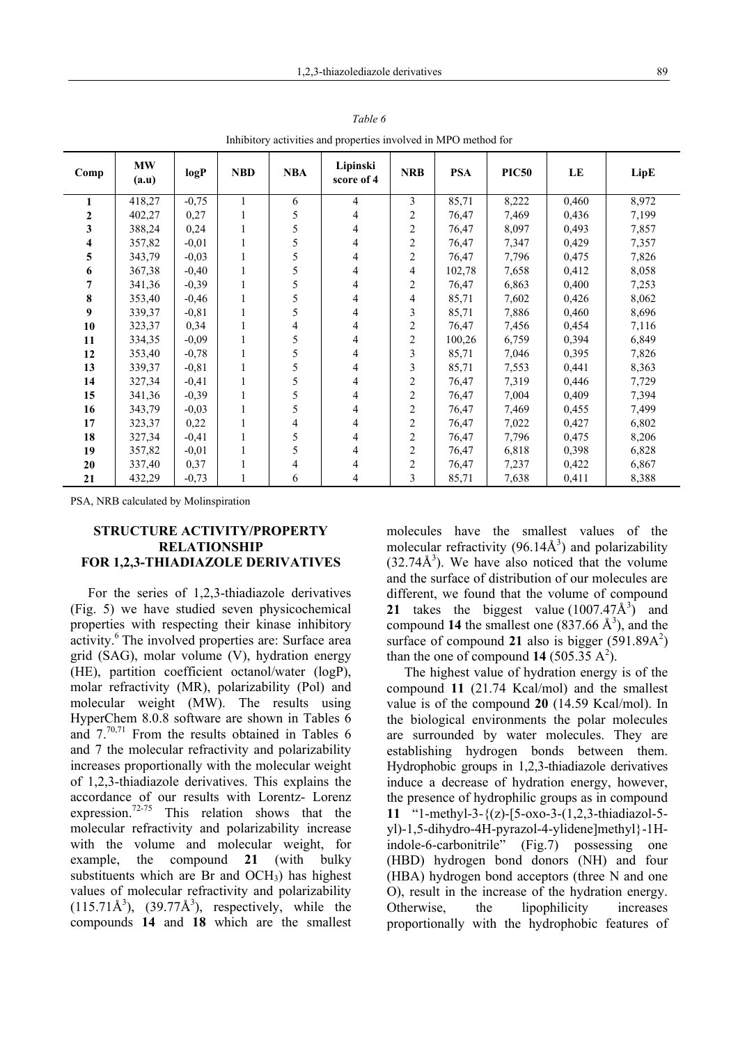*Table 6*

Inhibitory activities and properties involved in MPO method for

| Comp | MW (a.u) | logP | NBD | NBA | Lipinski score of 4 | NRB | PSA | PIC50 | LE | LipE |
|---|---|---|---|---|---|---|---|---|---|---|
| **1** | 418,27 | -0,75 | 1 | 6 | 4 | 3 | 85,71 | 8,222 | 0,460 | 8,972 |
| **2** | 402,27 | 0,27 | 1 | 5 | 4 | 2 | 76,47 | 7,469 | 0,436 | 7,199 |
| **3** | 388,24 | 0,24 | 1 | 5 | 4 | 2 | 76,47 | 8,097 | 0,493 | 7,857 |
| **4** | 357,82 | -0,01 | 1 | 5 | 4 | 2 | 76,47 | 7,347 | 0,429 | 7,357 |
| **5** | 343,79 | -0,03 | 1 | 5 | 4 | 2 | 76,47 | 7,796 | 0,475 | 7,826 |
| **6** | 367,38 | -0,40 | 1 | 5 | 4 | 4 | 102,78 | 7,658 | 0,412 | 8,058 |
| **7** | 341,36 | -0,39 | 1 | 5 | 4 | 2 | 76,47 | 6,863 | 0,400 | 7,253 |
| **8** | 353,40 | -0,46 | 1 | 5 | 4 | 4 | 85,71 | 7,602 | 0,426 | 8,062 |
| **9** | 339,37 | -0,81 | 1 | 5 | 4 | 3 | 85,71 | 7,886 | 0,460 | 8,696 |
| **10** | 323,37 | 0,34 | 1 | 4 | 4 | 2 | 76,47 | 7,456 | 0,454 | 7,116 |
| **11** | 334,35 | -0,09 | 1 | 5 | 4 | 2 | 100,26 | 6,759 | 0,394 | 6,849 |
| **12** | 353,40 | -0,78 | 1 | 5 | 4 | 3 | 85,71 | 7,046 | 0,395 | 7,826 |
| **13** | 339,37 | -0,81 | 1 | 5 | 4 | 3 | 85,71 | 7,553 | 0,441 | 8,363 |
| **14** | 327,34 | -0,41 | 1 | 5 | 4 | 2 | 76,47 | 7,319 | 0,446 | 7,729 |
| **15** | 341,36 | -0,39 | 1 | 5 | 4 | 2 | 76,47 | 7,004 | 0,409 | 7,394 |
| **16** | 343,79 | -0,03 | 1 | 5 | 4 | 2 | 76,47 | 7,469 | 0,455 | 7,499 |
| **17** | 323,37 | 0,22 | 1 | 4 | 4 | 2 | 76,47 | 7,022 | 0,427 | 6,802 |
| **18** | 327,34 | -0,41 | 1 | 5 | 4 | 2 | 76,47 | 7,796 | 0,475 | 8,206 |
| **19** | 357,82 | -0,01 | 1 | 5 | 4 | 2 | 76,47 | 6,818 | 0,398 | 6,828 |
| **20** | 337,40 | 0,37 | 1 | 4 | 4 | 2 | 76,47 | 7,237 | 0,422 | 6,867 |
| **21** | 432,29 | -0,73 | 1 | 6 | 4 | 3 | 85,71 | 7,638 | 0,411 | 8,388 |

PSA, NRB calculated by Molinspiration

## STRUCTURE ACTIVITY/PROPERTY RELATIONSHIP FOR 1,2,3-THIADIAZOLE DERIVATIVES

For the series of 1,2,3-thiadiazole derivatives (Fig. 5) we have studied seven physicochemical properties with respecting their kinase inhibitory activity.[6] The involved properties are: Surface area grid (SAG), molar volume (V), hydration energy (HE), partition coefficient octanol/water (logP), molar refractivity (MR), polarizability (Pol) and molecular weight (MW). The results using HyperChem 8.0.8 software are shown in Tables 6 and 7.[70,71] From the results obtained in Tables 6 and 7 the molecular refractivity and polarizability increases proportionally with the molecular weight of 1,2,3-thiadiazole derivatives. This explains the accordance of our results with Lorentz- Lorenz expression.[72-75] This relation shows that the molecular refractivity and polarizability increase with the volume and molecular weight, for example, the compound **21** (with bulky substituents which are Br and $OCH_3$) has highest values of molecular refractivity and polarizability ($115.71Å^3$), ($39.77Å^3$), respectively, while the compounds **14** and **18** which are the smallest molecules have the smallest values of the molecular refractivity ($96.14Å^3$) and polarizability ($32.74Å^3$). We have also noticed that the volume and the surface of distribution of our molecules are different, we found that the volume of compound **21** takes the biggest value ($1007.47Å^3$) and compound **14** the smallest one ($837.66$ $Å^3$), and the surface of compound **21** also is bigger ($591.89A^2$) than the one of compound **14** ($505.35$ $A^2$).

The highest value of hydration energy is of the compound **11** (21.74 Kcal/mol) and the smallest value is of the compound **20** (14.59 Kcal/mol). In the biological environments the polar molecules are surrounded by water molecules. They are establishing hydrogen bonds between them. Hydrophobic groups in 1,2,3-thiadiazole derivatives induce a decrease of hydration energy, however, the presence of hydrophilic groups as in compound **11** "1-methyl-3-{(z)-[5-oxo-3-(1,2,3-thiadiazol-5-yl)-1,5-dihydro-4H-pyrazol-4-ylidene]methyl}-1H-indole-6-carbonitrile" (Fig.7) possessing one (HBD) hydrogen bond donors (NH) and four (HBA) hydrogen bond acceptors (three N and one O), result in the increase of the hydration energy. Otherwise, the lipophilicity increases proportionally with the hydrophobic features of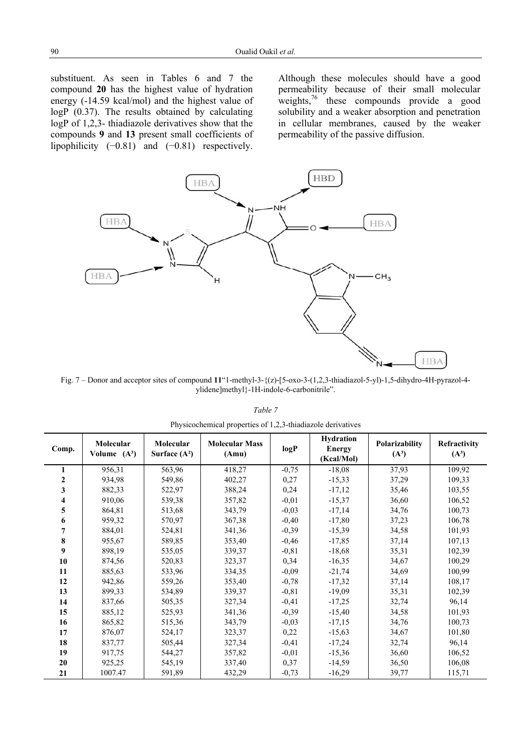substituent. As seen in Tables 6 and 7 the compound **20** has the highest value of hydration energy (-14.59 kcal/mol) and the highest value of logP (0.37). The results obtained by calculating logP of 1,2,3- thiadiazole derivatives show that the compounds **9** and **13** present small coefficients of lipophilicity (−0.81) and (−0.81) respectively. Although these molecules should have a good permeability because of their small molecular weights,[76] these compounds provide a good solubility and a weaker absorption and penetration in cellular membranes, caused by the weaker permeability of the passive diffusion.

Fig. 7 – Donor and acceptor sites of compound **11**"1-methyl-3-{(z)-[5-oxo-3-(1,2,3-thiadiazol-5-yl)-1,5-dihydro-4H-pyrazol-4-ylidene]methyl}-1H-indole-6-carbonitrile".

*Table 7*

Physicochemical properties of 1,2,3-thiadiazole derivatives

| Comp. | Molecular Volume (A³) | Molecular Surface (A²) | Molecular Mass (Amu) | logP | Hydration Energy (Kcal/Mol) | Polarizability (A³) | Refractivity (A³) |
|---|---|---|---|---|---|---|---|
| **1** | 956,31 | 563,96 | 418,27 | -0,75 | -18,08 | 37,93 | 109,92 |
| **2** | 934,98 | 549,86 | 402,27 | 0,27 | -15,33 | 37,29 | 109,33 |
| **3** | 882,33 | 522,97 | 388,24 | 0,24 | -17,12 | 35,46 | 103,55 |
| **4** | 910,06 | 539,38 | 357,82 | -0,01 | -15,37 | 36,60 | 106,52 |
| **5** | 864,81 | 513,68 | 343,79 | -0,03 | -17,14 | 34,76 | 100,73 |
| **6** | 959,32 | 570,97 | 367,38 | -0,40 | -17,80 | 37,23 | 106,78 |
| **7** | 884,01 | 524,81 | 341,36 | -0,39 | -15,39 | 34,58 | 101,93 |
| **8** | 955,67 | 589,85 | 353,40 | -0,46 | -17,85 | 37,14 | 107,13 |
| **9** | 898,19 | 535,05 | 339,37 | -0,81 | -18,68 | 35,31 | 102,39 |
| **10** | 874,56 | 520,83 | 323,37 | 0,34 | -16,35 | 34,67 | 100,29 |
| **11** | 885,63 | 533,96 | 334,35 | -0,09 | -21,74 | 34,69 | 100,99 |
| **12** | 942,86 | 559,26 | 353,40 | -0,78 | -17,32 | 37,14 | 108,17 |
| **13** | 899,33 | 534,89 | 339,37 | -0,81 | -19,09 | 35,31 | 102,39 |
| **14** | 837,66 | 505,35 | 327,34 | -0,41 | -17,25 | 32,74 | 96,14 |
| **15** | 885,12 | 525,93 | 341,36 | -0,39 | -15,40 | 34,58 | 101,93 |
| **16** | 865,82 | 515,36 | 343,79 | -0,03 | -17,15 | 34,76 | 100,73 |
| **17** | 876,07 | 524,17 | 323,37 | 0,22 | -15,63 | 34,67 | 101,80 |
| **18** | 837,77 | 505,44 | 327,34 | -0,41 | -17,24 | 32,74 | 96,14 |
| **19** | 917,75 | 544,27 | 357,82 | -0,01 | -15,36 | 36,60 | 106,52 |
| **20** | 925,25 | 545,19 | 337,40 | 0,37 | -14,59 | 36,50 | 106,08 |
| **21** | 1007.47 | 591,89 | 432,29 | -0,73 | -16,29 | 39,77 | 115,71 |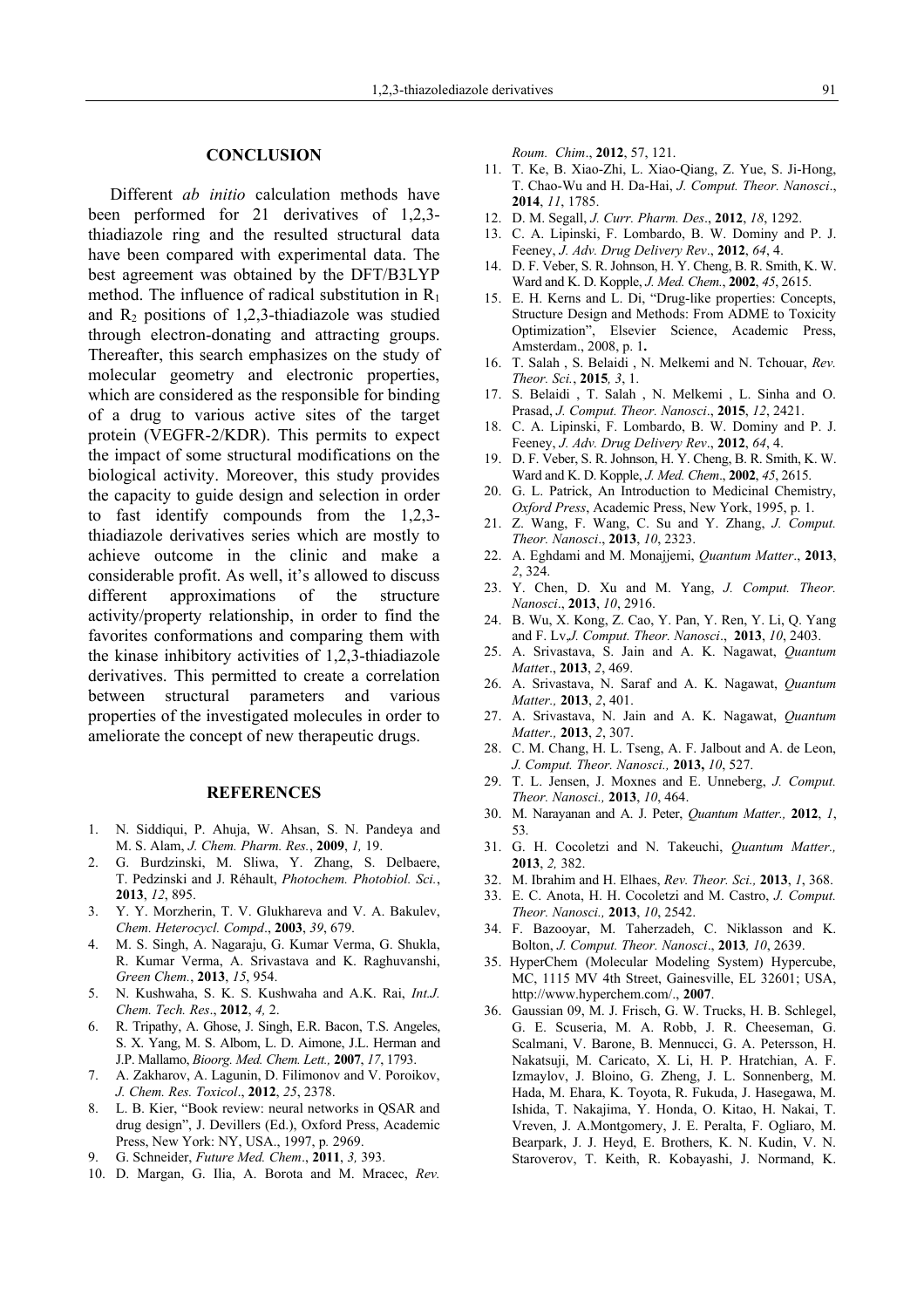## CONCLUSION

Different *ab initio* calculation methods have been performed for 21 derivatives of 1,2,3-thiadiazole ring and the resulted structural data have been compared with experimental data. The best agreement was obtained by the DFT/B3LYP method. The influence of radical substitution in $R_1$ and $R_2$ positions of 1,2,3-thiadiazole was studied through electron-donating and attracting groups. Thereafter, this search emphasizes on the study of molecular geometry and electronic properties, which are considered as the responsible for binding of a drug to various active sites of the target protein (VEGFR-2/KDR). This permits to expect the impact of some structural modifications on the biological activity. Moreover, this study provides the capacity to guide design and selection in order to fast identify compounds from the 1,2,3-thiadiazole derivatives series which are mostly to achieve outcome in the clinic and make a considerable profit. As well, it's allowed to discuss different approximations of the structure activity/property relationship, in order to find the favorites conformations and comparing them with the kinase inhibitory activities of 1,2,3-thiadiazole derivatives. This permitted to create a correlation between structural parameters and various properties of the investigated molecules in order to ameliorate the concept of new therapeutic drugs.

## REFERENCES

1. N. Siddiqui, P. Ahuja, W. Ahsan, S. N. Pandeya and M. S. Alam, *J. Chem. Pharm. Res.*, **2009**, *1,* 19.
2. G. Burdzinski, M. Sliwa, Y. Zhang, S. Delbaere, T. Pedzinski and J. Réhault, *Photochem. Photobiol. Sci.*, **2013**, *12*, 895.
3. Y. Y. Morzherin, T. V. Glukhareva and V. A. Bakulev, *Chem. Heterocycl. Compd*., **2003**, *39*, 679.
4. M. S. Singh, A. Nagaraju, G. Kumar Verma, G. Shukla, R. Kumar Verma, A. Srivastava and K. Raghuvanshi, *Green Chem.*, **2013**, *15*, 954.
5. N. Kushwaha, S. K. S. Kushwaha and A.K. Rai, *Int.J. Chem. Tech. Res*., **2012**, *4,* 2.
6. R. Tripathy, A. Ghose, J. Singh, E.R. Bacon, T.S. Angeles, S. X. Yang, M. S. Albom, L. D. Aimone, J.L. Herman and J.P. Mallamo, *Bioorg. Med. Chem. Lett.,* **2007**, *17*, 1793.
7. A. Zakharov, A. Lagunin, D. Filimonov and V. Poroikov, *J. Chem. Res. Toxicol*., **2012**, *25*, 2378.
8. L. B. Kier, "Book review: neural networks in QSAR and drug design", J. Devillers (Ed.), Oxford Press, Academic Press, New York: NY, USA., 1997, p. 2969.
9. G. Schneider, *Future Med. Chem*., **2011**, *3,* 393.
10. D. Margan, G. Ilia, A. Borota and M. Mracec, *Rev. Roum. Chim*., **2012**, 57, 121.
11. T. Ke, B. Xiao-Zhi, L. Xiao-Qiang, Z. Yue, S. Ji-Hong, T. Chao-Wu and H. Da-Hai, *J. Comput. Theor. Nanosci*., **2014**, *11*, 1785.
12. D. M. Segall, *J. Curr. Pharm. Des*., **2012**, *18*, 1292.
13. C. A. Lipinski, F. Lombardo, B. W. Dominy and P. J. Feeney, *J. Adv. Drug Delivery Rev*., **2012**, *64*, 4.
14. D. F. Veber, S. R. Johnson, H. Y. Cheng, B. R. Smith, K. W. Ward and K. D. Kopple, *J. Med. Chem.*, **2002**, *45*, 2615.
15. E. H. Kerns and L. Di, "Drug-like properties: Concepts, Structure Design and Methods: From ADME to Toxicity Optimization", Elsevier Science, Academic Press, Amsterdam., 2008, p. 1**.**
16. T. Salah , S. Belaidi , N. Melkemi and N. Tchouar, *Rev. Theor. Sci.*, **2015***, 3*, 1.
17. S. Belaidi , T. Salah , N. Melkemi , L. Sinha and O. Prasad, *J. Comput. Theor. Nanosci*., **2015**, *12*, 2421.
18. C. A. Lipinski, F. Lombardo, B. W. Dominy and P. J. Feeney, *J. Adv. Drug Delivery Rev*., **2012**, *64*, 4.
19. D. F. Veber, S. R. Johnson, H. Y. Cheng, B. R. Smith, K. W. Ward and K. D. Kopple, *J. Med. Chem*., **2002**, *45*, 2615.
20. G. L. Patrick, An Introduction to Medicinal Chemistry, *Oxford Press*, Academic Press, New York, 1995, p. 1.
21. Z. Wang, F. Wang, C. Su and Y. Zhang, *J. Comput. Theor. Nanosci*., **2013**, *10*, 2323.
22. A. Eghdami and M. Monajjemi, *Quantum Matter*., **2013**, *2*, 324.
23. Y. Chen, D. Xu and M. Yang, *J. Comput. Theor. Nanosci*., **2013**, *10*, 2916.
24. B. Wu, X. Kong, Z. Cao, Y. Pan, Y. Ren, Y. Li, Q. Yang and F. Lv,*J. Comput. Theor. Nanosci*., **2013**, *10*, 2403.
25. A. Srivastava, S. Jain and A. K. Nagawat, *Quantum Matte*r., **2013**, *2*, 469.
26. A. Srivastava, N. Saraf and A. K. Nagawat, *Quantum Matter.,* **2013**, *2*, 401.
27. A. Srivastava, N. Jain and A. K. Nagawat, *Quantum Matter.,* **2013**, *2*, 307.
28. C. M. Chang, H. L. Tseng, A. F. Jalbout and A. de Leon, *J. Comput. Theor. Nanosci.,* **2013,** *10*, 527.
29. T. L. Jensen, J. Moxnes and E. Unneberg, *J. Comput. Theor. Nanosci.,* **2013**, *10*, 464.
30. M. Narayanan and A. J. Peter, *Quantum Matter.,* **2012**, *1*, 53.
31. G. H. Cocoletzi and N. Takeuchi, *Quantum Matter.,* **2013**, *2,* 382.
32. M. Ibrahim and H. Elhaes, *Rev. Theor. Sci.,* **2013**, *1*, 368.
33. E. C. Anota, H. H. Cocoletzi and M. Castro, *J. Comput. Theor. Nanosci.,* **2013**, *10*, 2542.
34. F. Bazooyar, M. Taherzadeh, C. Niklasson and K. Bolton, *J. Comput. Theor. Nanosci*., **2013***, 10*, 2639.
35. HyperChem (Molecular Modeling System) Hypercube, MC, 1115 MV 4th Street, Gainesville, EL 32601; USA, http://www.hyperchem.com/., **2007**.
36. Gaussian 09, M. J. Frisch, G. W. Trucks, H. B. Schlegel, G. E. Scuseria, M. A. Robb, J. R. Cheeseman, G. Scalmani, V. Barone, B. Mennucci, G. A. Petersson, H. Nakatsuji, M. Caricato, X. Li, H. P. Hratchian, A. F. Izmaylov, J. Bloino, G. Zheng, J. L. Sonnenberg, M. Hada, M. Ehara, K. Toyota, R. Fukuda, J. Hasegawa, M. Ishida, T. Nakajima, Y. Honda, O. Kitao, H. Nakai, T. Vreven, J. A.Montgomery, J. E. Peralta, F. Ogliaro, M. Bearpark, J. J. Heyd, E. Brothers, K. N. Kudin, V. N. Staroverov, T. Keith, R. Kobayashi, J. Normand, K.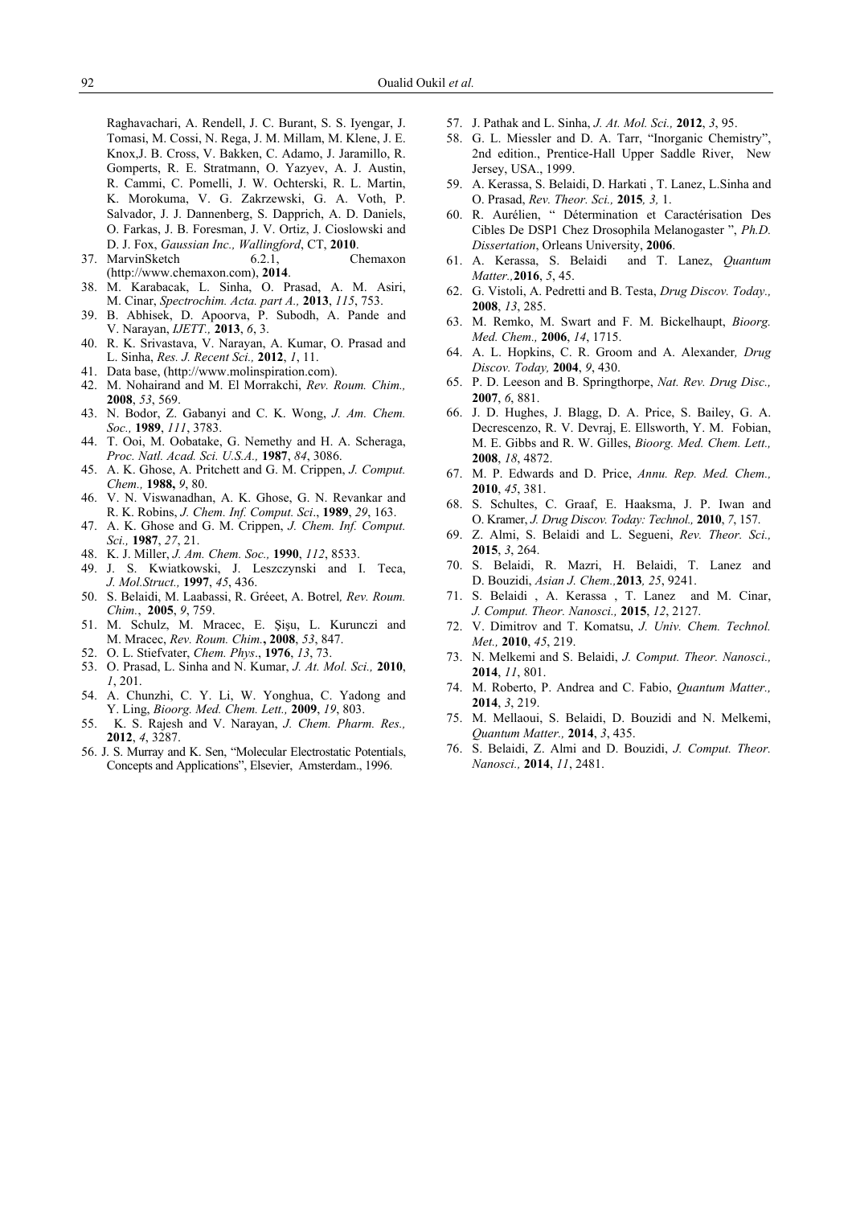Raghavachari, A. Rendell, J. C. Burant, S. S. Iyengar, J. Tomasi, M. Cossi, N. Rega, J. M. Millam, M. Klene, J. E. Knox,J. B. Cross, V. Bakken, C. Adamo, J. Jaramillo, R. Gomperts, R. E. Stratmann, O. Yazyev, A. J. Austin, R. Cammi, C. Pomelli, J. W. Ochterski, R. L. Martin, K. Morokuma, V. G. Zakrzewski, G. A. Voth, P. Salvador, J. J. Dannenberg, S. Dapprich, A. D. Daniels, O. Farkas, J. B. Foresman, J. V. Ortiz, J. Cioslowski and D. J. Fox, *Gaussian Inc., Wallingford*, CT, **2010**.

37. MarvinSketch 6.2.1, Chemaxon (http://www.chemaxon.com), **2014**.
38. M. Karabacak, L. Sinha, O. Prasad, A. M. Asiri, M. Cinar, *Spectrochim. Acta. part A.,* **2013**, *115*, 753.
39. B. Abhisek, D. Apoorva, P. Subodh, A. Pande and V. Narayan, *IJETT.,* **2013**, *6*, 3.
40. R. K. Srivastava, V. Narayan, A. Kumar, O. Prasad and L. Sinha, *Res. J. Recent Sci.,* **2012**, *1*, 11.
41. Data base, (http://www.molinspiration.com).
42. M. Nohairand and M. El Morrakchi, *Rev. Roum. Chim.,* **2008**, *53*, 569.
43. N. Bodor, Z. Gabanyi and C. K. Wong, *J. Am. Chem. Soc.,* **1989**, *111*, 3783.
44. T. Ooi, M. Oobatake, G. Nemethy and H. A. Scheraga, *Proc. Natl. Acad. Sci. U.S.A.,* **1987**, *84*, 3086.
45. A. K. Ghose, A. Pritchett and G. M. Crippen, *J. Comput. Chem.,* **1988,** *9*, 80.
46. V. N. Viswanadhan, A. K. Ghose, G. N. Revankar and R. K. Robins, *J. Chem. Inf. Comput. Sci*., **1989**, *29*, 163.
47. A. K. Ghose and G. M. Crippen, *J. Chem. Inf. Comput. Sci.,* **1987**, *27*, 21.
48. K. J. Miller, *J. Am. Chem. Soc.,* **1990**, *112*, 8533.
49. J. S. Kwiatkowski, J. Leszczynski and I. Teca, *J. Mol.Struct.,* **1997**, *45*, 436.
50. S. Belaidi, M. Laabassi, R. Gréeet, A. Botrel*, Rev. Roum. Chim.*, **2005**, *9*, 759.
51. M. Schulz, M. Mracec, E. Şişu, L. Kurunczi and M. Mracec, *Rev. Roum. Chim.***, 2008**, *53*, 847.
52. O. L. Stiefvater, *Chem. Phys*., **1976**, *13*, 73.
53. O. Prasad, L. Sinha and N. Kumar, *J. At. Mol. Sci.,* **2010**, *1*, 201.
54. A. Chunzhi, C. Y. Li, W. Yonghua, C. Yadong and Y. Ling, *Bioorg. Med. Chem. Lett.,* **2009**, *19*, 803.
55. K. S. Rajesh and V. Narayan, *J. Chem. Pharm. Res.,* **2012**, *4*, 3287.
56. J. S. Murray and K. Sen, "Molecular Electrostatic Potentials, Concepts and Applications", Elsevier, Amsterdam., 1996.
57. J. Pathak and L. Sinha, *J. At. Mol. Sci.,* **2012**, *3*, 95.
58. G. L. Miessler and D. A. Tarr, "Inorganic Chemistry", 2nd edition., Prentice-Hall Upper Saddle River, New Jersey, USA., 1999.
59. A. Kerassa, S. Belaidi, D. Harkati , T. Lanez, L.Sinha and O. Prasad, *Rev. Theor. Sci.,* **2015***, 3,* 1.
60. R. Aurélien, " Détermination et Caractérisation Des Cibles De DSP1 Chez Drosophila Melanogaster ", *Ph.D. Dissertation*, Orleans University, **2006**.
61. A. Kerassa, S. Belaidi and T. Lanez, *Quantum Matter.,***2016**, *5*, 45.
62. G. Vistoli, A. Pedretti and B. Testa, *Drug Discov. Today.,* **2008**, *13*, 285.
63. M. Remko, M. Swart and F. M. Bickelhaupt, *Bioorg. Med. Chem.,* **2006**, *14*, 1715.
64. A. L. Hopkins, C. R. Groom and A. Alexander*, Drug Discov. Today,* **2004**, *9*, 430.
65. P. D. Leeson and B. Springthorpe, *Nat. Rev. Drug Disc.,* **2007**, *6*, 881.
66. J. D. Hughes, J. Blagg, D. A. Price, S. Bailey, G. A. Decrescenzo, R. V. Devraj, E. Ellsworth, Y. M. Fobian, M. E. Gibbs and R. W. Gilles, *Bioorg. Med. Chem. Lett.,* **2008**, *18*, 4872.
67. M. P. Edwards and D. Price, *Annu. Rep. Med. Chem.,* **2010**, *45*, 381.
68. S. Schultes, C. Graaf, E. Haaksma, J. P. Iwan and O. Kramer, *J. Drug Discov. Today: Technol.,* **2010**, *7*, 157.
69. Z. Almi, S. Belaidi and L. Segueni, *Rev. Theor. Sci.,* **2015**, *3*, 264.
70. S. Belaidi, R. Mazri, H. Belaidi, T. Lanez and D. Bouzidi, *Asian J. Chem.,***2013***, 25*, 9241.
71. S. Belaidi , A. Kerassa , T. Lanez and M. Cinar, *J. Comput. Theor. Nanosci.,* **2015**, *12*, 2127.
72. V. Dimitrov and T. Komatsu, *J. Univ. Chem. Technol. Met.,* **2010**, *45*, 219.
73. N. Melkemi and S. Belaidi, *J. Comput. Theor. Nanosci.,* **2014**, *11*, 801.
74. M. Roberto, P. Andrea and C. Fabio, *Quantum Matter.,* **2014**, *3*, 219.
75. M. Mellaoui, S. Belaidi, D. Bouzidi and N. Melkemi, *Quantum Matter.,* **2014**, *3*, 435.
76. S. Belaidi, Z. Almi and D. Bouzidi, *J. Comput. Theor. Nanosci.,* **2014**, *11*, 2481.